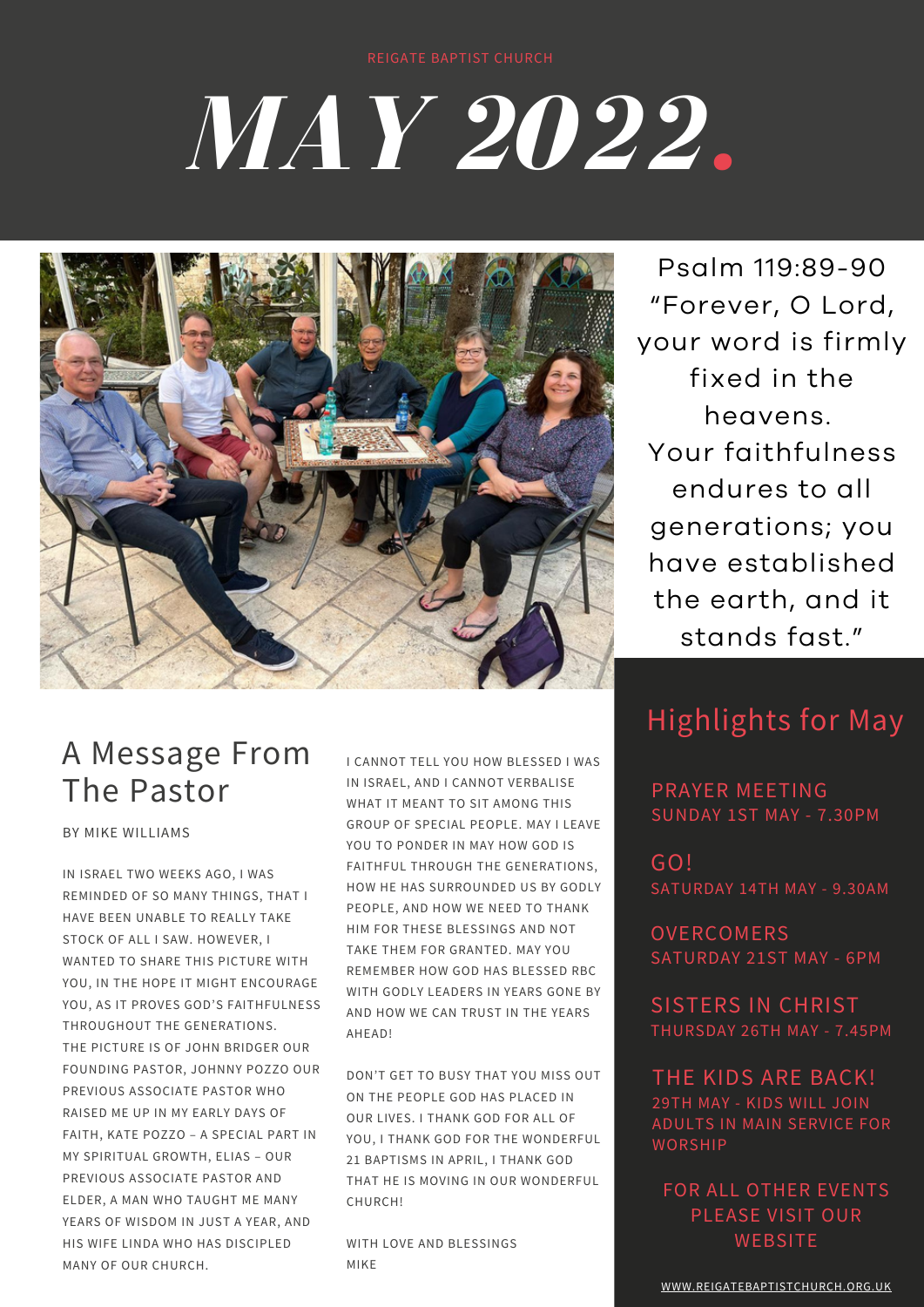REIGATE BAPTIST CHURCH

# *MAY 2022.*

Psalm 119:89-90
"Forever, O Lord, your word is firmly fixed in the heavens.
Your faithfulness endures to all generations; you have established the earth, and it stands fast."

## A Message From The Pastor

BY MIKE WILLIAMS

IN ISRAEL TWO WEEKS AGO, I WAS REMINDED OF SO MANY THINGS, THAT I HAVE BEEN UNABLE TO REALLY TAKE STOCK OF ALL I SAW. HOWEVER, I WANTED TO SHARE THIS PICTURE WITH YOU, IN THE HOPE IT MIGHT ENCOURAGE YOU, AS IT PROVES GOD'S FAITHFULNESS THROUGHOUT THE GENERATIONS.

THE PICTURE IS OF JOHN BRIDGER OUR FOUNDING PASTOR, JOHNNY POZZO OUR PREVIOUS ASSOCIATE PASTOR WHO RAISED ME UP IN MY EARLY DAYS OF FAITH, KATE POZZO – A SPECIAL PART IN MY SPIRITUAL GROWTH, ELIAS – OUR PREVIOUS ASSOCIATE PASTOR AND ELDER, A MAN WHO TAUGHT ME MANY YEARS OF WISDOM IN JUST A YEAR, AND HIS WIFE LINDA WHO HAS DISCIPLED MANY OF OUR CHURCH.

I CANNOT TELL YOU HOW BLESSED I WAS IN ISRAEL, AND I CANNOT VERBALISE WHAT IT MEANT TO SIT AMONG THIS GROUP OF SPECIAL PEOPLE. MAY I LEAVE YOU TO PONDER IN MAY HOW GOD IS FAITHFUL THROUGH THE GENERATIONS, HOW HE HAS SURROUNDED US BY GODLY PEOPLE, AND HOW WE NEED TO THANK HIM FOR THESE BLESSINGS AND NOT TAKE THEM FOR GRANTED. MAY YOU REMEMBER HOW GOD HAS BLESSED RBC WITH GODLY LEADERS IN YEARS GONE BY AND HOW WE CAN TRUST IN THE YEARS AHEAD!

DON'T GET TO BUSY THAT YOU MISS OUT ON THE PEOPLE GOD HAS PLACED IN OUR LIVES. I THANK GOD FOR ALL OF YOU, I THANK GOD FOR THE WONDERFUL 21 BAPTISMS IN APRIL, I THANK GOD THAT HE IS MOVING IN OUR WONDERFUL CHURCH!

WITH LOVE AND BLESSINGS
MIKE

## Highlights for May

**PRAYER MEETING**
SUNDAY 1ST MAY - 7.30PM

**GO!**
SATURDAY 14TH MAY - 9.30AM

**OVERCOMERS**
SATURDAY 21ST MAY - 6PM

**SISTERS IN CHRIST**
THURSDAY 26TH MAY - 7.45PM

**THE KIDS ARE BACK!**
29TH MAY - KIDS WILL JOIN ADULTS IN MAIN SERVICE FOR WORSHIP

FOR ALL OTHER EVENTS PLEASE VISIT OUR WEBSITE

WWW.REIGATEBAPTISTCHURCH.ORG.UK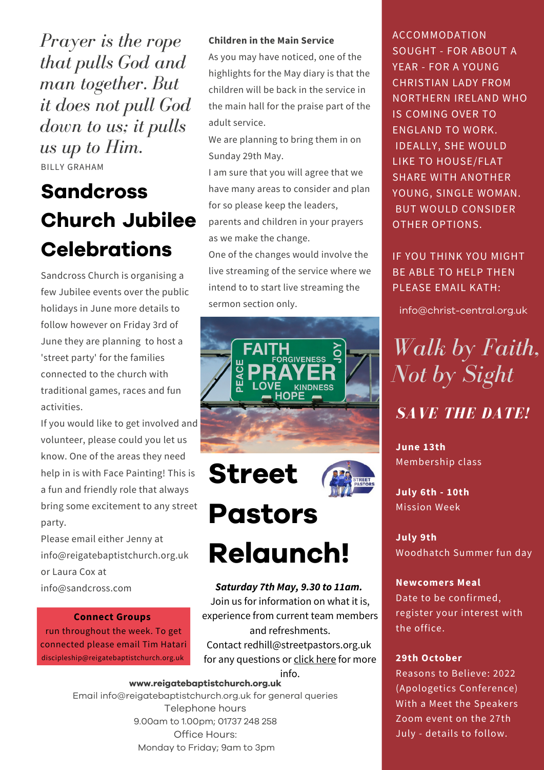*Prayer is the rope that pulls God and man together. But it does not pull God down to us; it pulls us up to Him.*

BILLY GRAHAM

## Sandcross Church Jubilee Celebrations

Sandcross Church is organising a few Jubilee events over the public holidays in June more details to follow however on Friday 3rd of June they are planning to host a 'street party' for the families connected to the church with traditional games, races and fun activities.

If you would like to get involved and volunteer, please could you let us know. One of the areas they need help in is with Face Painting! This is a fun and friendly role that always bring some excitement to any street party.

Please email either Jenny at info@reigatebaptistchurch.org.uk or Laura Cox at info@sandcross.com

**Connect Groups**

run throughout the week. To get connected please email Tim Hatari discipleship@reigatebaptistchurch.org.uk

**Children in the Main Service**

As you may have noticed, one of the highlights for the May diary is that the children will be back in the service in the main hall for the praise part of the adult service.

We are planning to bring them in on Sunday 29th May.

I am sure that you will agree that we have many areas to consider and plan for so please keep the leaders, parents and children in your prayers as we make the change.

One of the changes would involve the live streaming of the service where we intend to to start live streaming the sermon section only.

## Street Pastors Relaunch!

***Saturday 7th May, 9.30 to 11am.***

Join us for information on what it is, experience from current team members and refreshments.

Contact redhill@streetpastors.org.uk for any questions or click here for more info.

ACCOMMODATION SOUGHT - FOR ABOUT A YEAR - FOR A YOUNG CHRISTIAN LADY FROM NORTHERN IRELAND WHO IS COMING OVER TO ENGLAND TO WORK. IDEALLY, SHE WOULD LIKE TO HOUSE/FLAT SHARE WITH ANOTHER YOUNG, SINGLE WOMAN. BUT WOULD CONSIDER OTHER OPTIONS.

IF YOU THINK YOU MIGHT BE ABLE TO HELP THEN PLEASE EMAIL KATH:

info@christ-central.org.uk

*Walk by Faith, Not by Sight*

***SAVE THE DATE!***

**June 13th**
Membership class

**July 6th - 10th**
Mission Week

**July 9th**
Woodhatch Summer fun day

**Newcomers Meal**
Date to be confirmed, register your interest with the office.

**29th October**
Reasons to Believe: 2022 (Apologetics Conference) With a Meet the Speakers Zoom event on the 27th July - details to follow.

**www.reigatebaptistchurch.org.uk**

Email info@reigatebaptistchurch.org.uk for general queries

Telephone hours

9.00am to 1.00pm; 01737 248 258

Office Hours:

Monday to Friday; 9am to 3pm